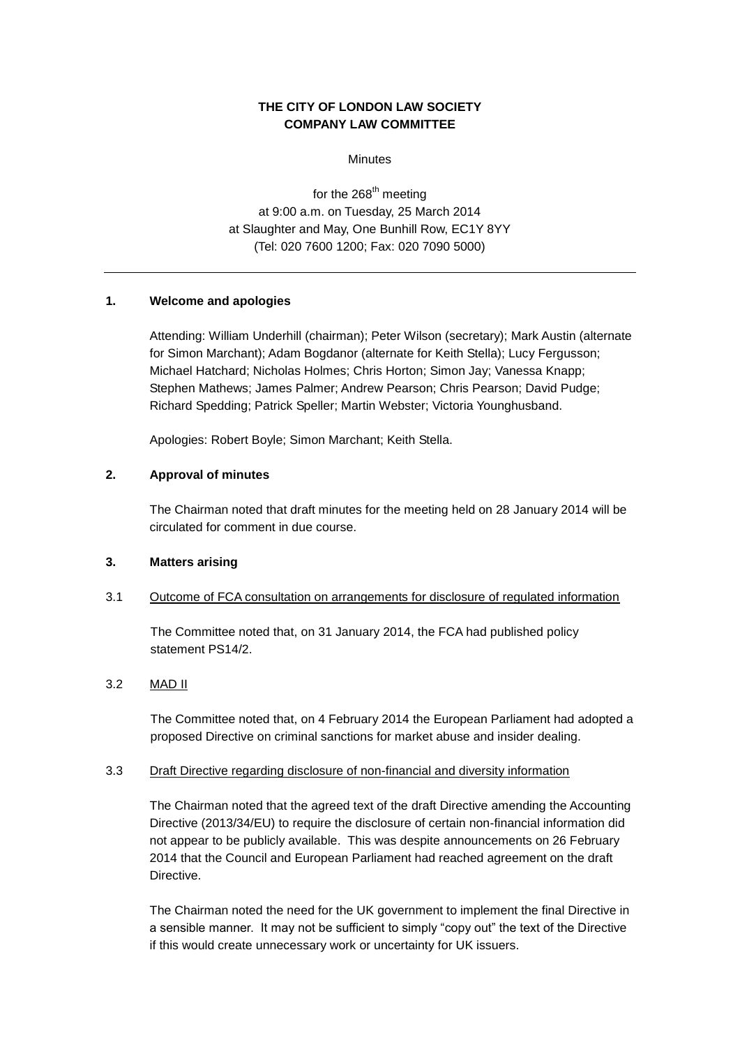**THE CITY OF LONDON LAW SOCIETY**
**COMPANY LAW COMMITTEE**

Minutes

for the 268th meeting
at 9:00 a.m. on Tuesday, 25 March 2014
at Slaughter and May, One Bunhill Row, EC1Y 8YY
(Tel: 020 7600 1200; Fax: 020 7090 5000)

---

**1. Welcome and apologies**

Attending: William Underhill (chairman); Peter Wilson (secretary); Mark Austin (alternate for Simon Marchant); Adam Bogdanor (alternate for Keith Stella); Lucy Fergusson; Michael Hatchard; Nicholas Holmes; Chris Horton; Simon Jay; Vanessa Knapp; Stephen Mathews; James Palmer; Andrew Pearson; Chris Pearson; David Pudge; Richard Spedding; Patrick Speller; Martin Webster; Victoria Younghusband.

Apologies: Robert Boyle; Simon Marchant; Keith Stella.

**2. Approval of minutes**

The Chairman noted that draft minutes for the meeting held on 28 January 2014 will be circulated for comment in due course.

**3. Matters arising**

3.1 Outcome of FCA consultation on arrangements for disclosure of regulated information

The Committee noted that, on 31 January 2014, the FCA had published policy statement PS14/2.

3.2 MAD II

The Committee noted that, on 4 February 2014 the European Parliament had adopted a proposed Directive on criminal sanctions for market abuse and insider dealing.

3.3 Draft Directive regarding disclosure of non-financial and diversity information

The Chairman noted that the agreed text of the draft Directive amending the Accounting Directive (2013/34/EU) to require the disclosure of certain non-financial information did not appear to be publicly available. This was despite announcements on 26 February 2014 that the Council and European Parliament had reached agreement on the draft Directive.

The Chairman noted the need for the UK government to implement the final Directive in a sensible manner. It may not be sufficient to simply "copy out" the text of the Directive if this would create unnecessary work or uncertainty for UK issuers.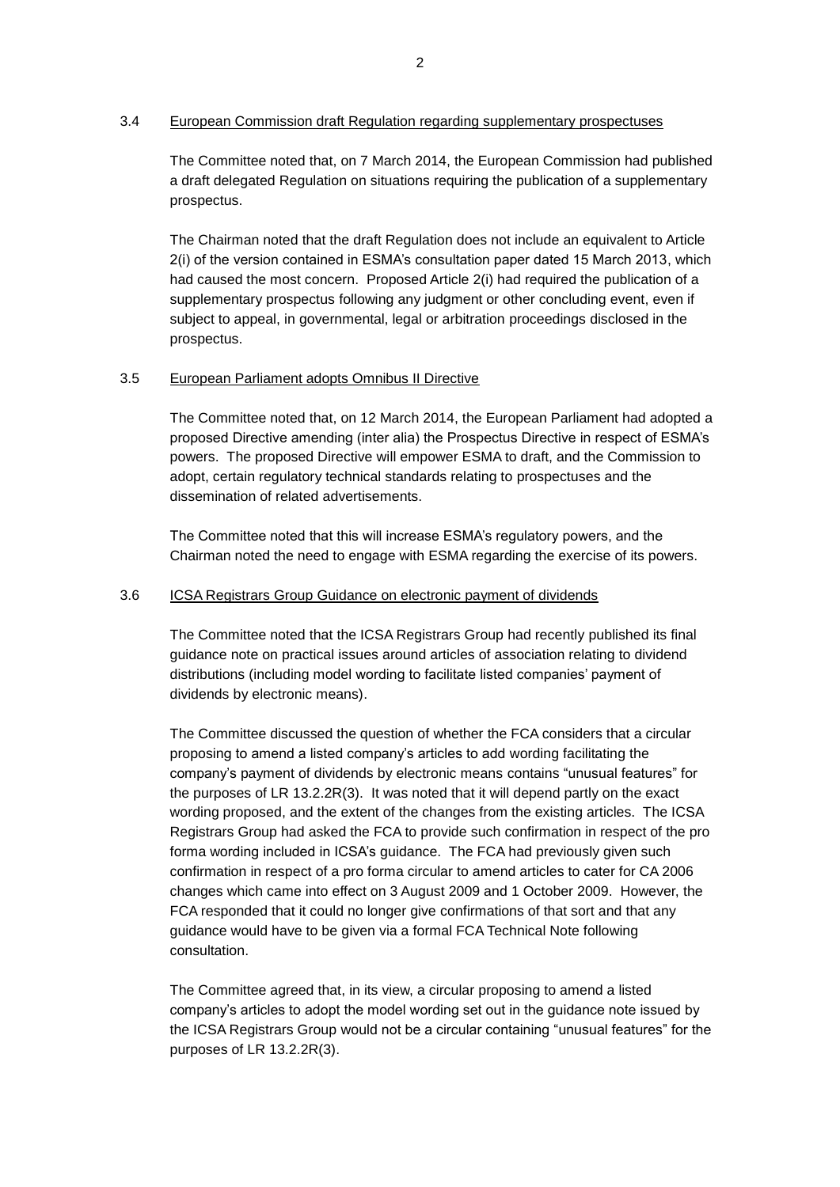### 3.4 European Commission draft Regulation regarding supplementary prospectuses

The Committee noted that, on 7 March 2014, the European Commission had published a draft delegated Regulation on situations requiring the publication of a supplementary prospectus.

The Chairman noted that the draft Regulation does not include an equivalent to Article 2(i) of the version contained in ESMA's consultation paper dated 15 March 2013, which had caused the most concern. Proposed Article 2(i) had required the publication of a supplementary prospectus following any judgment or other concluding event, even if subject to appeal, in governmental, legal or arbitration proceedings disclosed in the prospectus.

### 3.5 European Parliament adopts Omnibus II Directive

The Committee noted that, on 12 March 2014, the European Parliament had adopted a proposed Directive amending (inter alia) the Prospectus Directive in respect of ESMA's powers. The proposed Directive will empower ESMA to draft, and the Commission to adopt, certain regulatory technical standards relating to prospectuses and the dissemination of related advertisements.

The Committee noted that this will increase ESMA's regulatory powers, and the Chairman noted the need to engage with ESMA regarding the exercise of its powers.

### 3.6 ICSA Registrars Group Guidance on electronic payment of dividends

The Committee noted that the ICSA Registrars Group had recently published its final guidance note on practical issues around articles of association relating to dividend distributions (including model wording to facilitate listed companies' payment of dividends by electronic means).

The Committee discussed the question of whether the FCA considers that a circular proposing to amend a listed company's articles to add wording facilitating the company's payment of dividends by electronic means contains "unusual features" for the purposes of LR 13.2.2R(3). It was noted that it will depend partly on the exact wording proposed, and the extent of the changes from the existing articles. The ICSA Registrars Group had asked the FCA to provide such confirmation in respect of the pro forma wording included in ICSA's guidance. The FCA had previously given such confirmation in respect of a pro forma circular to amend articles to cater for CA 2006 changes which came into effect on 3 August 2009 and 1 October 2009. However, the FCA responded that it could no longer give confirmations of that sort and that any guidance would have to be given via a formal FCA Technical Note following consultation.

The Committee agreed that, in its view, a circular proposing to amend a listed company's articles to adopt the model wording set out in the guidance note issued by the ICSA Registrars Group would not be a circular containing "unusual features" for the purposes of LR 13.2.2R(3).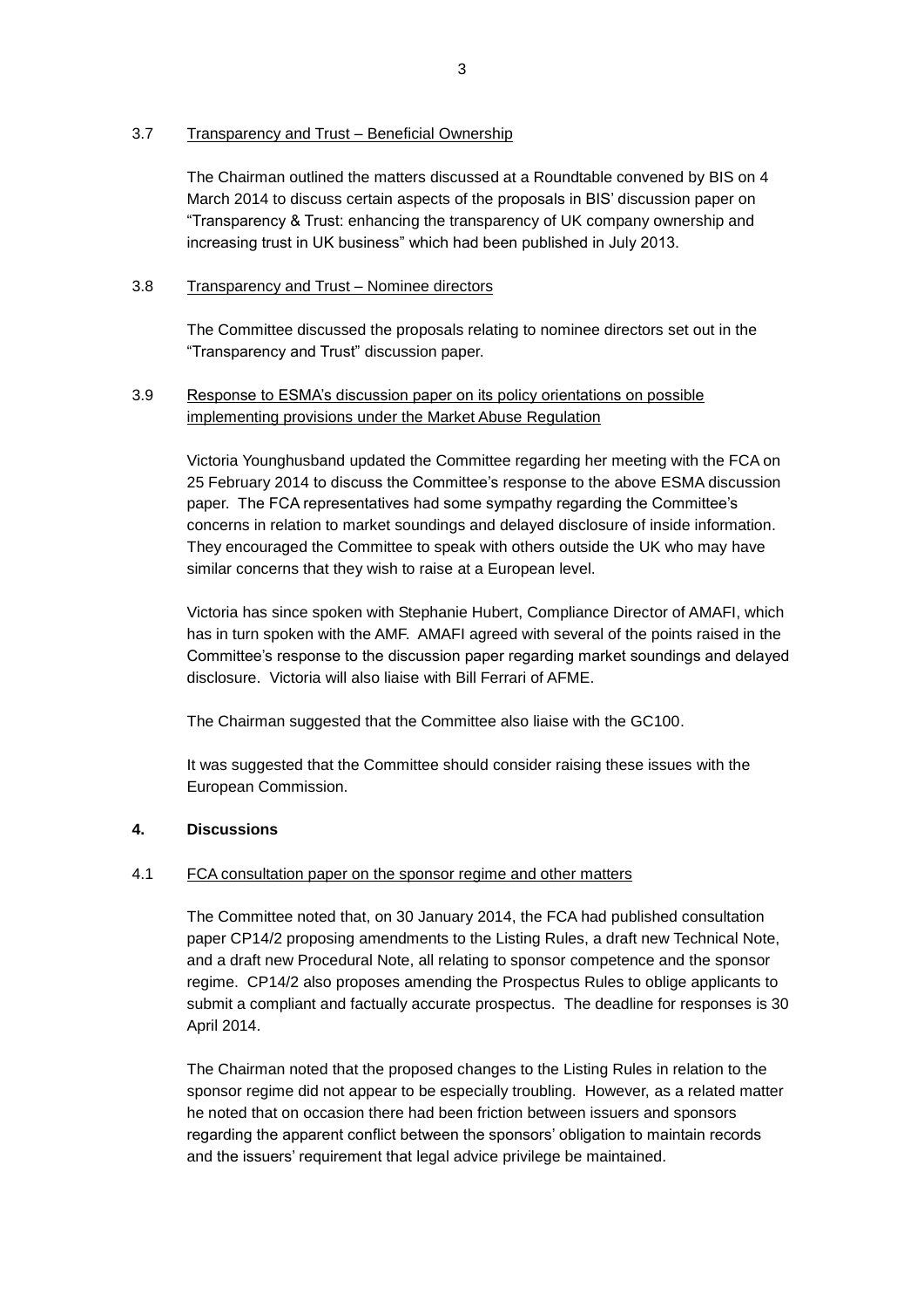3.7 Transparency and Trust – Beneficial Ownership

The Chairman outlined the matters discussed at a Roundtable convened by BIS on 4 March 2014 to discuss certain aspects of the proposals in BIS' discussion paper on "Transparency & Trust: enhancing the transparency of UK company ownership and increasing trust in UK business" which had been published in July 2013.

3.8 Transparency and Trust – Nominee directors

The Committee discussed the proposals relating to nominee directors set out in the "Transparency and Trust" discussion paper.

3.9 Response to ESMA's discussion paper on its policy orientations on possible implementing provisions under the Market Abuse Regulation

Victoria Younghusband updated the Committee regarding her meeting with the FCA on 25 February 2014 to discuss the Committee's response to the above ESMA discussion paper. The FCA representatives had some sympathy regarding the Committee's concerns in relation to market soundings and delayed disclosure of inside information. They encouraged the Committee to speak with others outside the UK who may have similar concerns that they wish to raise at a European level.

Victoria has since spoken with Stephanie Hubert, Compliance Director of AMAFI, which has in turn spoken with the AMF. AMAFI agreed with several of the points raised in the Committee's response to the discussion paper regarding market soundings and delayed disclosure. Victoria will also liaise with Bill Ferrari of AFME.

The Chairman suggested that the Committee also liaise with the GC100.

It was suggested that the Committee should consider raising these issues with the European Commission.

**4. Discussions**

4.1 FCA consultation paper on the sponsor regime and other matters

The Committee noted that, on 30 January 2014, the FCA had published consultation paper CP14/2 proposing amendments to the Listing Rules, a draft new Technical Note, and a draft new Procedural Note, all relating to sponsor competence and the sponsor regime. CP14/2 also proposes amending the Prospectus Rules to oblige applicants to submit a compliant and factually accurate prospectus. The deadline for responses is 30 April 2014.

The Chairman noted that the proposed changes to the Listing Rules in relation to the sponsor regime did not appear to be especially troubling. However, as a related matter he noted that on occasion there had been friction between issuers and sponsors regarding the apparent conflict between the sponsors' obligation to maintain records and the issuers' requirement that legal advice privilege be maintained.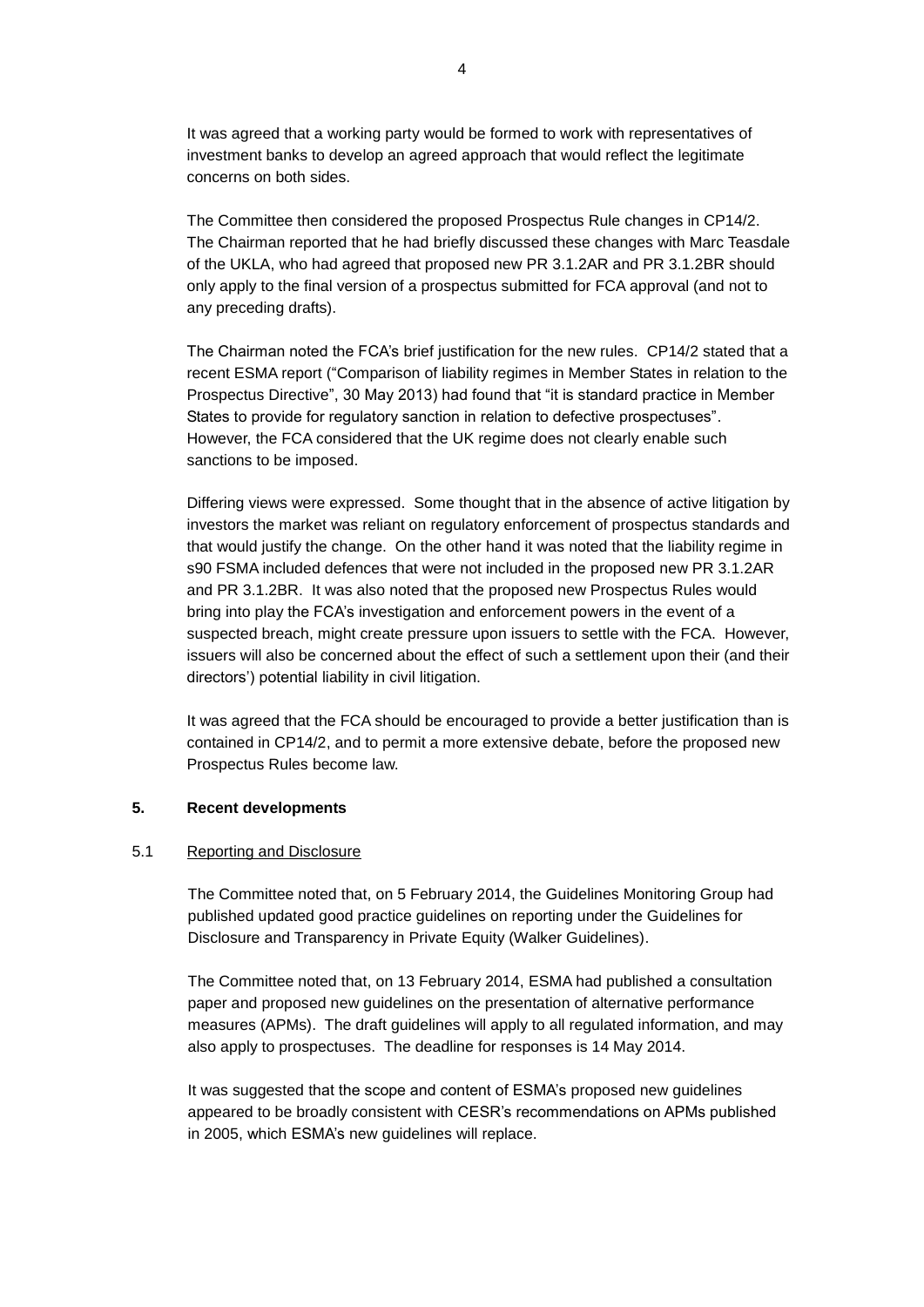It was agreed that a working party would be formed to work with representatives of investment banks to develop an agreed approach that would reflect the legitimate concerns on both sides.

The Committee then considered the proposed Prospectus Rule changes in CP14/2. The Chairman reported that he had briefly discussed these changes with Marc Teasdale of the UKLA, who had agreed that proposed new PR 3.1.2AR and PR 3.1.2BR should only apply to the final version of a prospectus submitted for FCA approval (and not to any preceding drafts).

The Chairman noted the FCA's brief justification for the new rules. CP14/2 stated that a recent ESMA report ("Comparison of liability regimes in Member States in relation to the Prospectus Directive", 30 May 2013) had found that "it is standard practice in Member States to provide for regulatory sanction in relation to defective prospectuses". However, the FCA considered that the UK regime does not clearly enable such sanctions to be imposed.

Differing views were expressed. Some thought that in the absence of active litigation by investors the market was reliant on regulatory enforcement of prospectus standards and that would justify the change. On the other hand it was noted that the liability regime in s90 FSMA included defences that were not included in the proposed new PR 3.1.2AR and PR 3.1.2BR. It was also noted that the proposed new Prospectus Rules would bring into play the FCA's investigation and enforcement powers in the event of a suspected breach, might create pressure upon issuers to settle with the FCA. However, issuers will also be concerned about the effect of such a settlement upon their (and their directors') potential liability in civil litigation.

It was agreed that the FCA should be encouraged to provide a better justification than is contained in CP14/2, and to permit a more extensive debate, before the proposed new Prospectus Rules become law.

## 5. Recent developments

### 5.1 Reporting and Disclosure

The Committee noted that, on 5 February 2014, the Guidelines Monitoring Group had published updated good practice guidelines on reporting under the Guidelines for Disclosure and Transparency in Private Equity (Walker Guidelines).

The Committee noted that, on 13 February 2014, ESMA had published a consultation paper and proposed new guidelines on the presentation of alternative performance measures (APMs). The draft guidelines will apply to all regulated information, and may also apply to prospectuses. The deadline for responses is 14 May 2014.

It was suggested that the scope and content of ESMA's proposed new guidelines appeared to be broadly consistent with CESR's recommendations on APMs published in 2005, which ESMA's new guidelines will replace.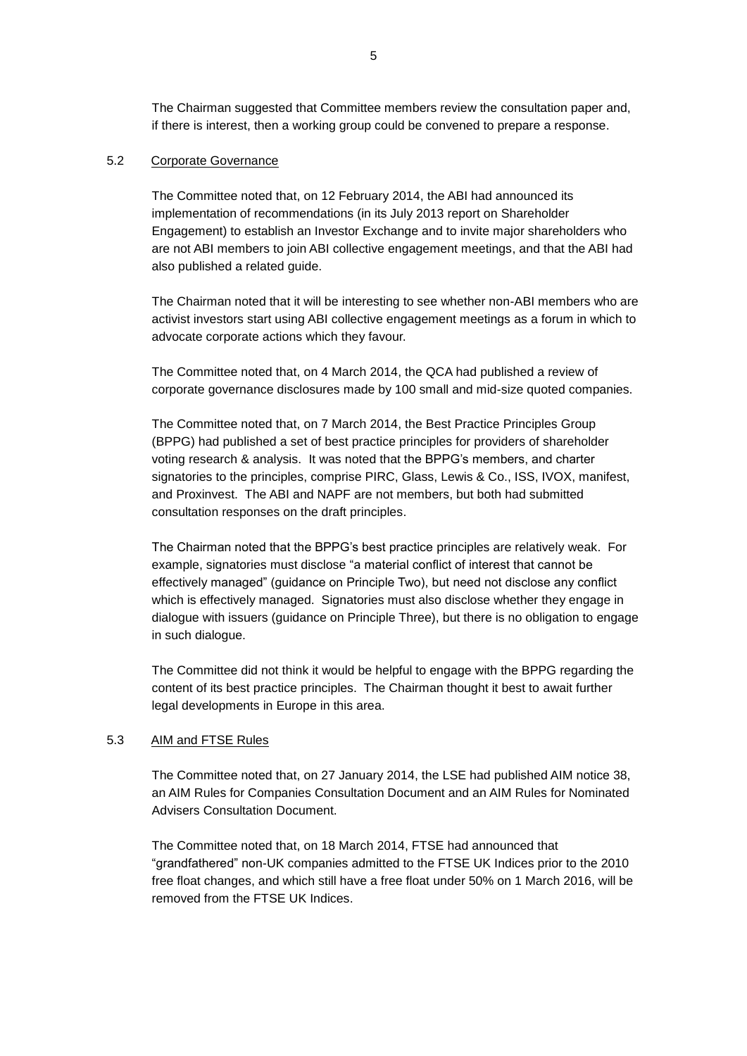The Chairman suggested that Committee members review the consultation paper and, if there is interest, then a working group could be convened to prepare a response.

### 5.2 Corporate Governance

The Committee noted that, on 12 February 2014, the ABI had announced its implementation of recommendations (in its July 2013 report on Shareholder Engagement) to establish an Investor Exchange and to invite major shareholders who are not ABI members to join ABI collective engagement meetings, and that the ABI had also published a related guide.

The Chairman noted that it will be interesting to see whether non-ABI members who are activist investors start using ABI collective engagement meetings as a forum in which to advocate corporate actions which they favour.

The Committee noted that, on 4 March 2014, the QCA had published a review of corporate governance disclosures made by 100 small and mid-size quoted companies.

The Committee noted that, on 7 March 2014, the Best Practice Principles Group (BPPG) had published a set of best practice principles for providers of shareholder voting research & analysis. It was noted that the BPPG's members, and charter signatories to the principles, comprise PIRC, Glass, Lewis & Co., ISS, IVOX, manifest, and Proxinvest. The ABI and NAPF are not members, but both had submitted consultation responses on the draft principles.

The Chairman noted that the BPPG's best practice principles are relatively weak. For example, signatories must disclose "a material conflict of interest that cannot be effectively managed" (guidance on Principle Two), but need not disclose any conflict which is effectively managed. Signatories must also disclose whether they engage in dialogue with issuers (guidance on Principle Three), but there is no obligation to engage in such dialogue.

The Committee did not think it would be helpful to engage with the BPPG regarding the content of its best practice principles. The Chairman thought it best to await further legal developments in Europe in this area.

### 5.3 AIM and FTSE Rules

The Committee noted that, on 27 January 2014, the LSE had published AIM notice 38, an AIM Rules for Companies Consultation Document and an AIM Rules for Nominated Advisers Consultation Document.

The Committee noted that, on 18 March 2014, FTSE had announced that "grandfathered" non-UK companies admitted to the FTSE UK Indices prior to the 2010 free float changes, and which still have a free float under 50% on 1 March 2016, will be removed from the FTSE UK Indices.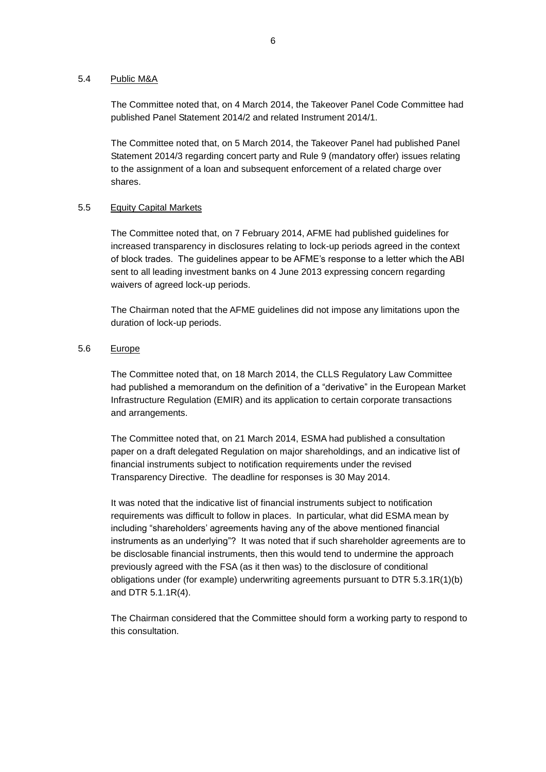### 5.4 Public M&A

The Committee noted that, on 4 March 2014, the Takeover Panel Code Committee had published Panel Statement 2014/2 and related Instrument 2014/1.

The Committee noted that, on 5 March 2014, the Takeover Panel had published Panel Statement 2014/3 regarding concert party and Rule 9 (mandatory offer) issues relating to the assignment of a loan and subsequent enforcement of a related charge over shares.

### 5.5 Equity Capital Markets

The Committee noted that, on 7 February 2014, AFME had published guidelines for increased transparency in disclosures relating to lock-up periods agreed in the context of block trades. The guidelines appear to be AFME's response to a letter which the ABI sent to all leading investment banks on 4 June 2013 expressing concern regarding waivers of agreed lock-up periods.

The Chairman noted that the AFME guidelines did not impose any limitations upon the duration of lock-up periods.

### 5.6 Europe

The Committee noted that, on 18 March 2014, the CLLS Regulatory Law Committee had published a memorandum on the definition of a "derivative" in the European Market Infrastructure Regulation (EMIR) and its application to certain corporate transactions and arrangements.

The Committee noted that, on 21 March 2014, ESMA had published a consultation paper on a draft delegated Regulation on major shareholdings, and an indicative list of financial instruments subject to notification requirements under the revised Transparency Directive. The deadline for responses is 30 May 2014.

It was noted that the indicative list of financial instruments subject to notification requirements was difficult to follow in places. In particular, what did ESMA mean by including "shareholders' agreements having any of the above mentioned financial instruments as an underlying"? It was noted that if such shareholder agreements are to be disclosable financial instruments, then this would tend to undermine the approach previously agreed with the FSA (as it then was) to the disclosure of conditional obligations under (for example) underwriting agreements pursuant to DTR 5.3.1R(1)(b) and DTR 5.1.1R(4).

The Chairman considered that the Committee should form a working party to respond to this consultation.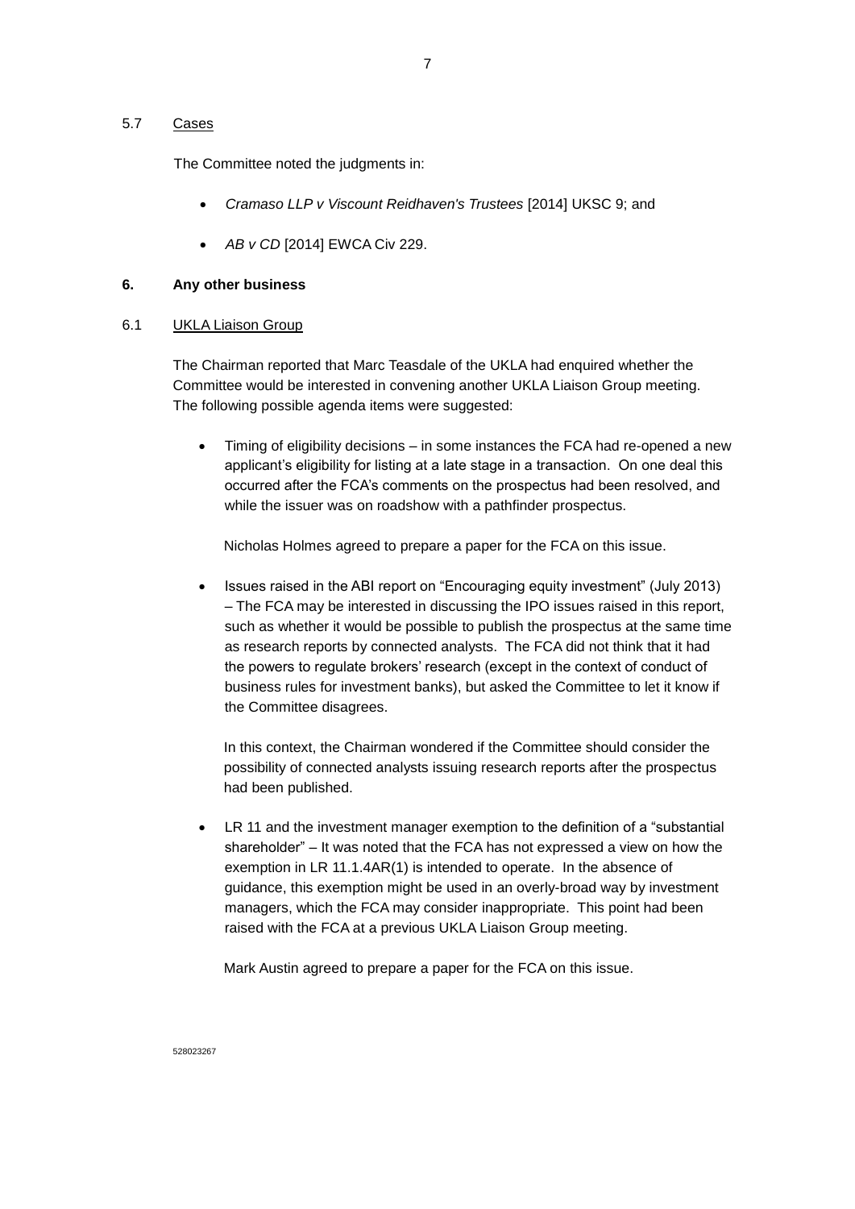5.7 Cases

The Committee noted the judgments in:

- *Cramaso LLP v Viscount Reidhaven's Trustees* [2014] UKSC 9; and
- *AB v CD* [2014] EWCA Civ 229.

**6. Any other business**

6.1 UKLA Liaison Group

The Chairman reported that Marc Teasdale of the UKLA had enquired whether the Committee would be interested in convening another UKLA Liaison Group meeting. The following possible agenda items were suggested:

- Timing of eligibility decisions – in some instances the FCA had re-opened a new applicant's eligibility for listing at a late stage in a transaction. On one deal this occurred after the FCA's comments on the prospectus had been resolved, and while the issuer was on roadshow with a pathfinder prospectus.

  Nicholas Holmes agreed to prepare a paper for the FCA on this issue.

- Issues raised in the ABI report on "Encouraging equity investment" (July 2013) – The FCA may be interested in discussing the IPO issues raised in this report, such as whether it would be possible to publish the prospectus at the same time as research reports by connected analysts. The FCA did not think that it had the powers to regulate brokers' research (except in the context of conduct of business rules for investment banks), but asked the Committee to let it know if the Committee disagrees.

  In this context, the Chairman wondered if the Committee should consider the possibility of connected analysts issuing research reports after the prospectus had been published.

- LR 11 and the investment manager exemption to the definition of a "substantial shareholder" – It was noted that the FCA has not expressed a view on how the exemption in LR 11.1.4AR(1) is intended to operate. In the absence of guidance, this exemption might be used in an overly-broad way by investment managers, which the FCA may consider inappropriate. This point had been raised with the FCA at a previous UKLA Liaison Group meeting.

  Mark Austin agreed to prepare a paper for the FCA on this issue.

528023267